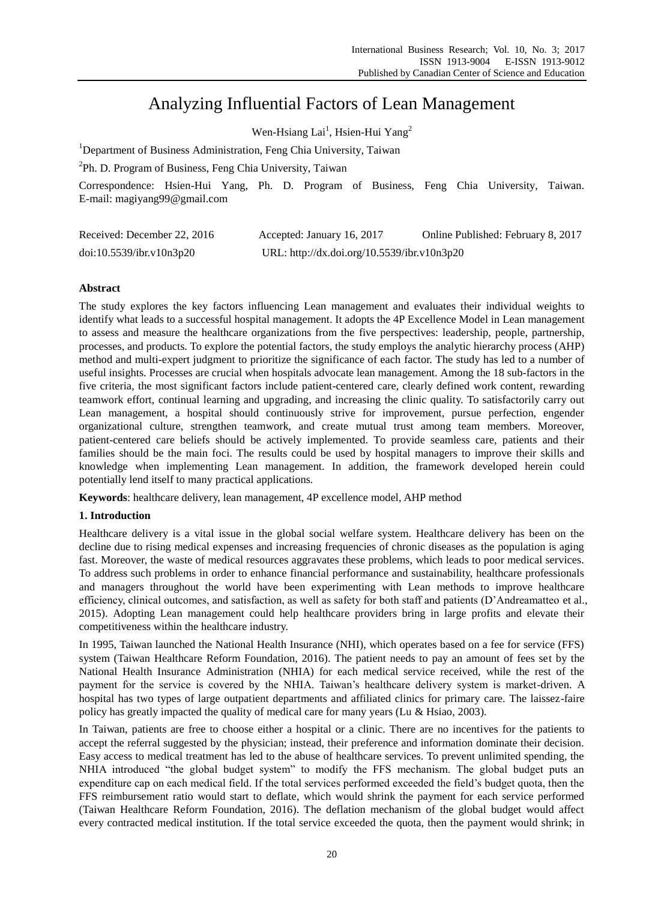# Analyzing Influential Factors of Lean Management

Wen-Hsiang Lai[1], Hsien-Hui Yang[2]

[1]Department of Business Administration, Feng Chia University, Taiwan

[2]Ph. D. Program of Business, Feng Chia University, Taiwan

Correspondence: Hsien-Hui Yang, Ph. D. Program of Business, Feng Chia University, Taiwan. E-mail: magiyang99@gmail.com

Received: December 22, 2016 Accepted: January 16, 2017 Online Published: February 8, 2017

doi:10.5539/ibr.v10n3p20 URL: http://dx.doi.org/10.5539/ibr.v10n3p20

## Abstract

The study explores the key factors influencing Lean management and evaluates their individual weights to identify what leads to a successful hospital management. It adopts the 4P Excellence Model in Lean management to assess and measure the healthcare organizations from the five perspectives: leadership, people, partnership, processes, and products. To explore the potential factors, the study employs the analytic hierarchy process (AHP) method and multi-expert judgment to prioritize the significance of each factor. The study has led to a number of useful insights. Processes are crucial when hospitals advocate lean management. Among the 18 sub-factors in the five criteria, the most significant factors include patient-centered care, clearly defined work content, rewarding teamwork effort, continual learning and upgrading, and increasing the clinic quality. To satisfactorily carry out Lean management, a hospital should continuously strive for improvement, pursue perfection, engender organizational culture, strengthen teamwork, and create mutual trust among team members. Moreover, patient-centered care beliefs should be actively implemented. To provide seamless care, patients and their families should be the main foci. The results could be used by hospital managers to improve their skills and knowledge when implementing Lean management. In addition, the framework developed herein could potentially lend itself to many practical applications.

**Keywords**: healthcare delivery, lean management, 4P excellence model, AHP method

## 1. Introduction

Healthcare delivery is a vital issue in the global social welfare system. Healthcare delivery has been on the decline due to rising medical expenses and increasing frequencies of chronic diseases as the population is aging fast. Moreover, the waste of medical resources aggravates these problems, which leads to poor medical services. To address such problems in order to enhance financial performance and sustainability, healthcare professionals and managers throughout the world have been experimenting with Lean methods to improve healthcare efficiency, clinical outcomes, and satisfaction, as well as safety for both staff and patients (D'Andreamatteo et al., 2015). Adopting Lean management could help healthcare providers bring in large profits and elevate their competitiveness within the healthcare industry.

In 1995, Taiwan launched the National Health Insurance (NHI), which operates based on a fee for service (FFS) system (Taiwan Healthcare Reform Foundation, 2016). The patient needs to pay an amount of fees set by the National Health Insurance Administration (NHIA) for each medical service received, while the rest of the payment for the service is covered by the NHIA. Taiwan's healthcare delivery system is market-driven. A hospital has two types of large outpatient departments and affiliated clinics for primary care. The laissez-faire policy has greatly impacted the quality of medical care for many years (Lu & Hsiao, 2003).

In Taiwan, patients are free to choose either a hospital or a clinic. There are no incentives for the patients to accept the referral suggested by the physician; instead, their preference and information dominate their decision. Easy access to medical treatment has led to the abuse of healthcare services. To prevent unlimited spending, the NHIA introduced "the global budget system" to modify the FFS mechanism. The global budget puts an expenditure cap on each medical field. If the total services performed exceeded the field's budget quota, then the FFS reimbursement ratio would start to deflate, which would shrink the payment for each service performed (Taiwan Healthcare Reform Foundation, 2016). The deflation mechanism of the global budget would affect every contracted medical institution. If the total service exceeded the quota, then the payment would shrink; in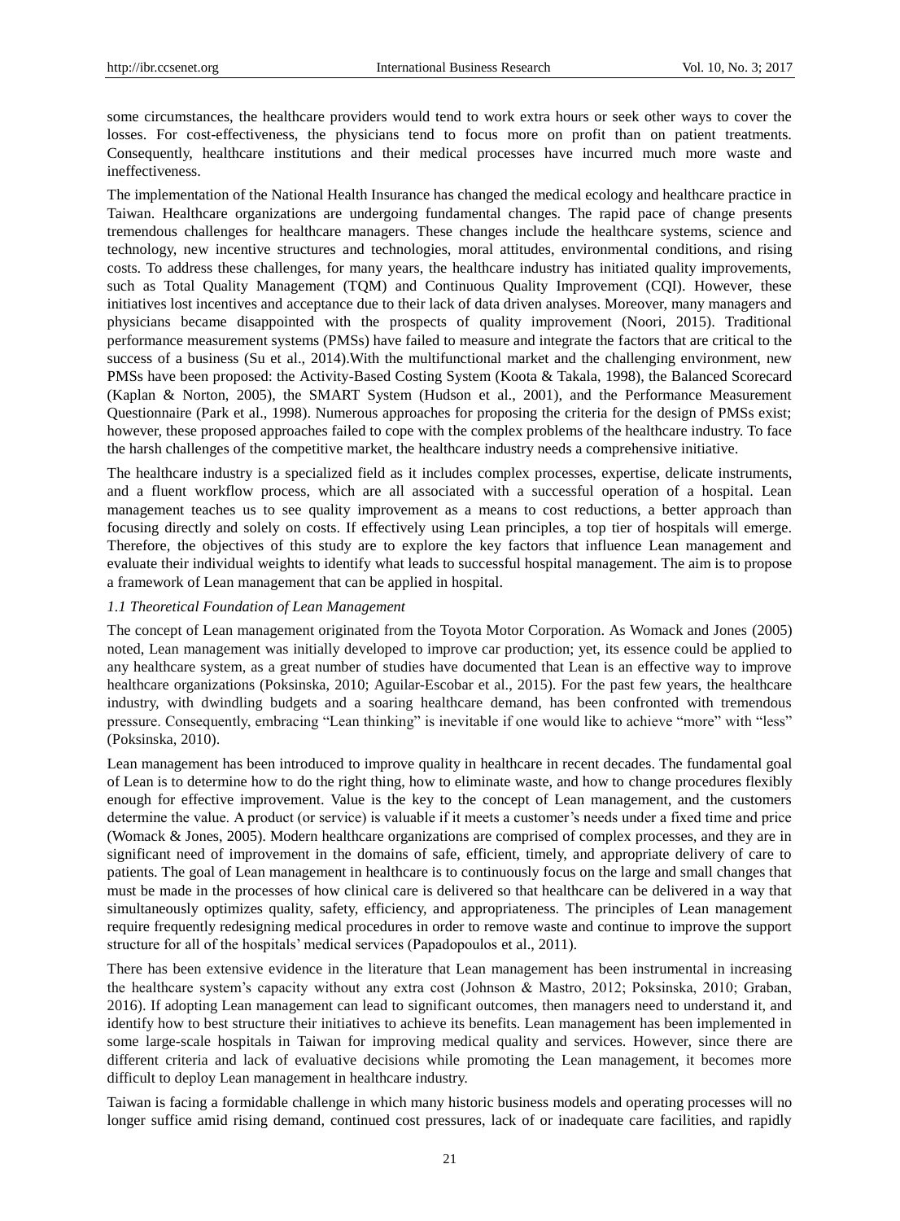some circumstances, the healthcare providers would tend to work extra hours or seek other ways to cover the losses. For cost-effectiveness, the physicians tend to focus more on profit than on patient treatments. Consequently, healthcare institutions and their medical processes have incurred much more waste and ineffectiveness.

The implementation of the National Health Insurance has changed the medical ecology and healthcare practice in Taiwan. Healthcare organizations are undergoing fundamental changes. The rapid pace of change presents tremendous challenges for healthcare managers. These changes include the healthcare systems, science and technology, new incentive structures and technologies, moral attitudes, environmental conditions, and rising costs. To address these challenges, for many years, the healthcare industry has initiated quality improvements, such as Total Quality Management (TQM) and Continuous Quality Improvement (CQI). However, these initiatives lost incentives and acceptance due to their lack of data driven analyses. Moreover, many managers and physicians became disappointed with the prospects of quality improvement (Noori, 2015). Traditional performance measurement systems (PMSs) have failed to measure and integrate the factors that are critical to the success of a business (Su et al., 2014).With the multifunctional market and the challenging environment, new PMSs have been proposed: the Activity-Based Costing System (Koota & Takala, 1998), the Balanced Scorecard (Kaplan & Norton, 2005), the SMART System (Hudson et al., 2001), and the Performance Measurement Questionnaire (Park et al., 1998). Numerous approaches for proposing the criteria for the design of PMSs exist; however, these proposed approaches failed to cope with the complex problems of the healthcare industry. To face the harsh challenges of the competitive market, the healthcare industry needs a comprehensive initiative.

The healthcare industry is a specialized field as it includes complex processes, expertise, delicate instruments, and a fluent workflow process, which are all associated with a successful operation of a hospital. Lean management teaches us to see quality improvement as a means to cost reductions, a better approach than focusing directly and solely on costs. If effectively using Lean principles, a top tier of hospitals will emerge. Therefore, the objectives of this study are to explore the key factors that influence Lean management and evaluate their individual weights to identify what leads to successful hospital management. The aim is to propose a framework of Lean management that can be applied in hospital.

### *1.1 Theoretical Foundation of Lean Management*

The concept of Lean management originated from the Toyota Motor Corporation. As Womack and Jones (2005) noted, Lean management was initially developed to improve car production; yet, its essence could be applied to any healthcare system, as a great number of studies have documented that Lean is an effective way to improve healthcare organizations (Poksinska, 2010; Aguilar-Escobar et al., 2015). For the past few years, the healthcare industry, with dwindling budgets and a soaring healthcare demand, has been confronted with tremendous pressure. Consequently, embracing "Lean thinking" is inevitable if one would like to achieve "more" with "less" (Poksinska, 2010).

Lean management has been introduced to improve quality in healthcare in recent decades. The fundamental goal of Lean is to determine how to do the right thing, how to eliminate waste, and how to change procedures flexibly enough for effective improvement. Value is the key to the concept of Lean management, and the customers determine the value. A product (or service) is valuable if it meets a customer's needs under a fixed time and price (Womack & Jones, 2005). Modern healthcare organizations are comprised of complex processes, and they are in significant need of improvement in the domains of safe, efficient, timely, and appropriate delivery of care to patients. The goal of Lean management in healthcare is to continuously focus on the large and small changes that must be made in the processes of how clinical care is delivered so that healthcare can be delivered in a way that simultaneously optimizes quality, safety, efficiency, and appropriateness. The principles of Lean management require frequently redesigning medical procedures in order to remove waste and continue to improve the support structure for all of the hospitals' medical services (Papadopoulos et al., 2011).

There has been extensive evidence in the literature that Lean management has been instrumental in increasing the healthcare system's capacity without any extra cost (Johnson & Mastro, 2012; Poksinska, 2010; Graban, 2016). If adopting Lean management can lead to significant outcomes, then managers need to understand it, and identify how to best structure their initiatives to achieve its benefits. Lean management has been implemented in some large-scale hospitals in Taiwan for improving medical quality and services. However, since there are different criteria and lack of evaluative decisions while promoting the Lean management, it becomes more difficult to deploy Lean management in healthcare industry.

Taiwan is facing a formidable challenge in which many historic business models and operating processes will no longer suffice amid rising demand, continued cost pressures, lack of or inadequate care facilities, and rapidly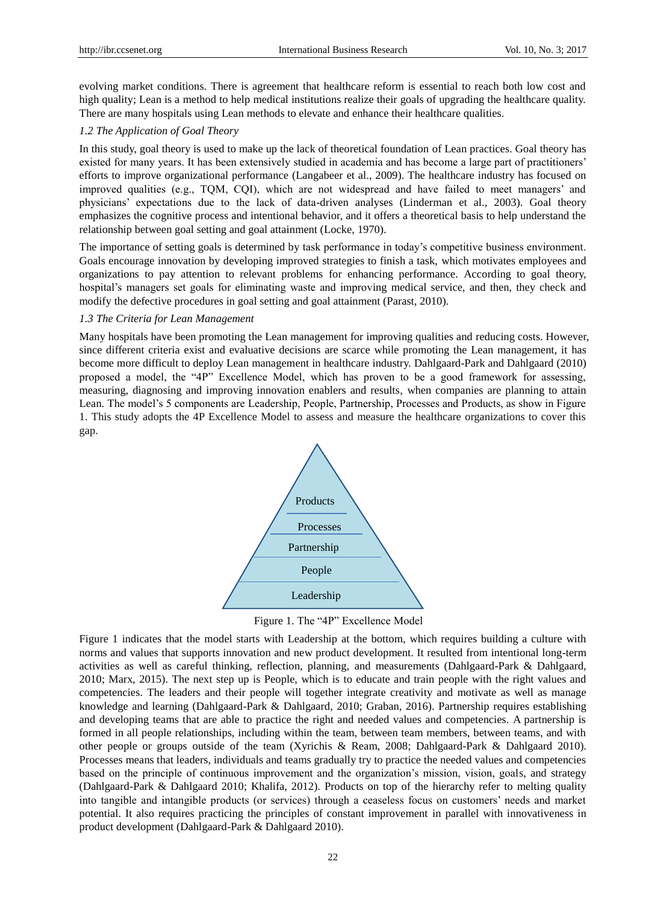evolving market conditions. There is agreement that healthcare reform is essential to reach both low cost and high quality; Lean is a method to help medical institutions realize their goals of upgrading the healthcare quality. There are many hospitals using Lean methods to elevate and enhance their healthcare qualities.

### *1.2 The Application of Goal Theory*

In this study, goal theory is used to make up the lack of theoretical foundation of Lean practices. Goal theory has existed for many years. It has been extensively studied in academia and has become a large part of practitioners' efforts to improve organizational performance (Langabeer et al., 2009). The healthcare industry has focused on improved qualities (e.g., TQM, CQI), which are not widespread and have failed to meet managers' and physicians' expectations due to the lack of data-driven analyses (Linderman et al., 2003). Goal theory emphasizes the cognitive process and intentional behavior, and it offers a theoretical basis to help understand the relationship between goal setting and goal attainment (Locke, 1970).

The importance of setting goals is determined by task performance in today's competitive business environment. Goals encourage innovation by developing improved strategies to finish a task, which motivates employees and organizations to pay attention to relevant problems for enhancing performance. According to goal theory, hospital's managers set goals for eliminating waste and improving medical service, and then, they check and modify the defective procedures in goal setting and goal attainment (Parast, 2010).

### *1.3 The Criteria for Lean Management*

Many hospitals have been promoting the Lean management for improving qualities and reducing costs. However, since different criteria exist and evaluative decisions are scarce while promoting the Lean management, it has become more difficult to deploy Lean management in healthcare industry. Dahlgaard-Park and Dahlgaard (2010) proposed a model, the "4P" Excellence Model, which has proven to be a good framework for assessing, measuring, diagnosing and improving innovation enablers and results, when companies are planning to attain Lean. The model's 5 components are Leadership, People, Partnership, Processes and Products, as show in Figure 1. This study adopts the 4P Excellence Model to assess and measure the healthcare organizations to cover this gap.

Products

Processes

Partnership

People

Leadership

Figure 1. The "4P" Excellence Model

Figure 1 indicates that the model starts with Leadership at the bottom, which requires building a culture with norms and values that supports innovation and new product development. It resulted from intentional long-term activities as well as careful thinking, reflection, planning, and measurements (Dahlgaard-Park & Dahlgaard, 2010; Marx, 2015). The next step up is People, which is to educate and train people with the right values and competencies. The leaders and their people will together integrate creativity and motivate as well as manage knowledge and learning (Dahlgaard-Park & Dahlgaard, 2010; Graban, 2016). Partnership requires establishing and developing teams that are able to practice the right and needed values and competencies. A partnership is formed in all people relationships, including within the team, between team members, between teams, and with other people or groups outside of the team (Xyrichis & Ream, 2008; Dahlgaard-Park & Dahlgaard 2010). Processes means that leaders, individuals and teams gradually try to practice the needed values and competencies based on the principle of continuous improvement and the organization's mission, vision, goals, and strategy (Dahlgaard-Park & Dahlgaard 2010; Khalifa, 2012). Products on top of the hierarchy refer to melting quality into tangible and intangible products (or services) through a ceaseless focus on customers' needs and market potential. It also requires practicing the principles of constant improvement in parallel with innovativeness in product development (Dahlgaard-Park & Dahlgaard 2010).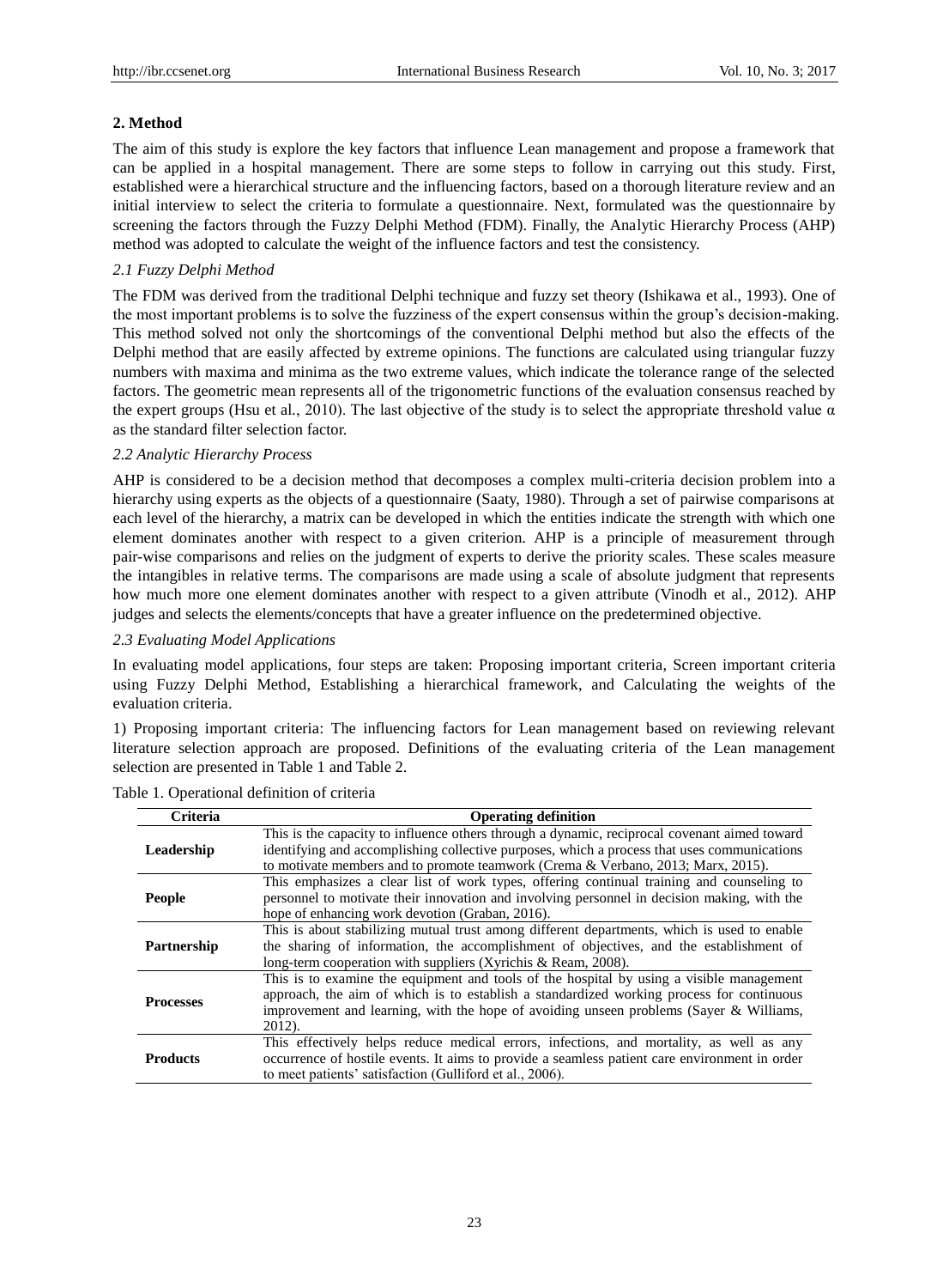## 2. Method

The aim of this study is explore the key factors that influence Lean management and propose a framework that can be applied in a hospital management. There are some steps to follow in carrying out this study. First, established were a hierarchical structure and the influencing factors, based on a thorough literature review and an initial interview to select the criteria to formulate a questionnaire. Next, formulated was the questionnaire by screening the factors through the Fuzzy Delphi Method (FDM). Finally, the Analytic Hierarchy Process (AHP) method was adopted to calculate the weight of the influence factors and test the consistency.

### *2.1 Fuzzy Delphi Method*

The FDM was derived from the traditional Delphi technique and fuzzy set theory (Ishikawa et al., 1993). One of the most important problems is to solve the fuzziness of the expert consensus within the group's decision-making. This method solved not only the shortcomings of the conventional Delphi method but also the effects of the Delphi method that are easily affected by extreme opinions. The functions are calculated using triangular fuzzy numbers with maxima and minima as the two extreme values, which indicate the tolerance range of the selected factors. The geometric mean represents all of the trigonometric functions of the evaluation consensus reached by the expert groups (Hsu et al., 2010). The last objective of the study is to select the appropriate threshold value $\alpha$ as the standard filter selection factor.

### *2.2 Analytic Hierarchy Process*

AHP is considered to be a decision method that decomposes a complex multi-criteria decision problem into a hierarchy using experts as the objects of a questionnaire (Saaty, 1980). Through a set of pairwise comparisons at each level of the hierarchy, a matrix can be developed in which the entities indicate the strength with which one element dominates another with respect to a given criterion. AHP is a principle of measurement through pair-wise comparisons and relies on the judgment of experts to derive the priority scales. These scales measure the intangibles in relative terms. The comparisons are made using a scale of absolute judgment that represents how much more one element dominates another with respect to a given attribute (Vinodh et al., 2012). AHP judges and selects the elements/concepts that have a greater influence on the predetermined objective.

### *2.3 Evaluating Model Applications*

In evaluating model applications, four steps are taken: Proposing important criteria, Screen important criteria using Fuzzy Delphi Method, Establishing a hierarchical framework, and Calculating the weights of the evaluation criteria.

1) Proposing important criteria: The influencing factors for Lean management based on reviewing relevant literature selection approach are proposed. Definitions of the evaluating criteria of the Lean management selection are presented in Table 1 and Table 2.

Table 1. Operational definition of criteria

| Criteria | Operating definition |
|---|---|
| **Leadership** | This is the capacity to influence others through a dynamic, reciprocal covenant aimed toward identifying and accomplishing collective purposes, which a process that uses communications to motivate members and to promote teamwork (Crema & Verbano, 2013; Marx, 2015). |
| **People** | This emphasizes a clear list of work types, offering continual training and counseling to personnel to motivate their innovation and involving personnel in decision making, with the hope of enhancing work devotion (Graban, 2016). |
| **Partnership** | This is about stabilizing mutual trust among different departments, which is used to enable the sharing of information, the accomplishment of objectives, and the establishment of long-term cooperation with suppliers (Xyrichis & Ream, 2008). |
| **Processes** | This is to examine the equipment and tools of the hospital by using a visible management approach, the aim of which is to establish a standardized working process for continuous improvement and learning, with the hope of avoiding unseen problems (Sayer & Williams, 2012). |
| **Products** | This effectively helps reduce medical errors, infections, and mortality, as well as any occurrence of hostile events. It aims to provide a seamless patient care environment in order to meet patients' satisfaction (Gulliford et al., 2006). |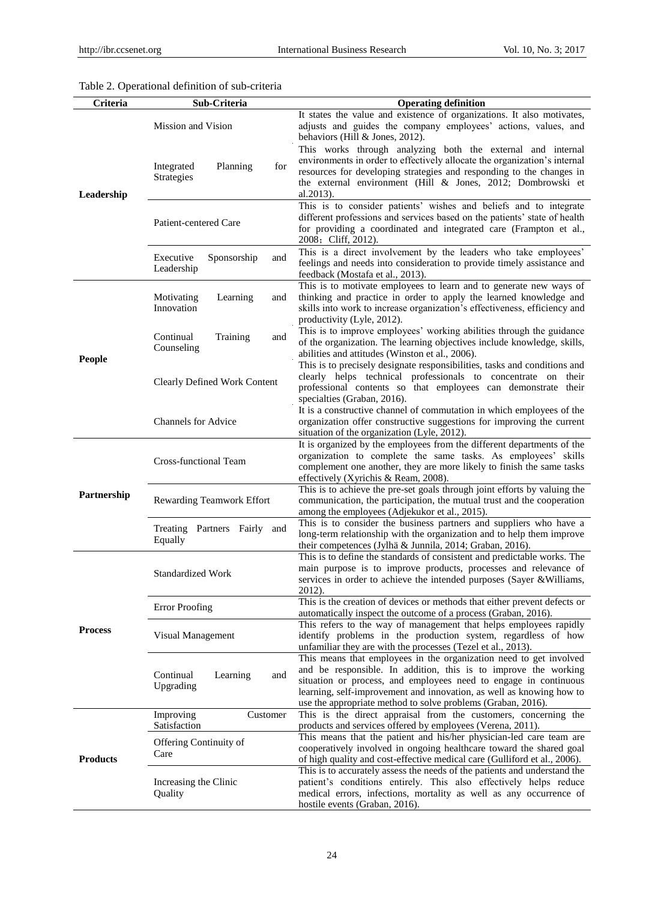Table 2. Operational definition of sub-criteria

| Criteria | Sub-Criteria | Operating definition |
|---|---|---|
| Leadership | Mission and Vision | It states the value and existence of organizations. It also motivates, adjusts and guides the company employees' actions, values, and behaviors (Hill & Jones, 2012). |
| | Integrated Planning for Strategies | This works through analyzing both the external and internal environments in order to effectively allocate the organization's internal resources for developing strategies and responding to the changes in the external environment (Hill & Jones, 2012; Dombrowski et al.2013). |
| | Patient-centered Care | This is to consider patients' wishes and beliefs and to integrate different professions and services based on the patients' state of health for providing a coordinated and integrated care (Frampton et al., 2008; Cliff, 2012). |
| | Executive Sponsorship and Leadership | This is a direct involvement by the leaders who take employees' feelings and needs into consideration to provide timely assistance and feedback (Mostafa et al., 2013). |
| People | Motivating Learning and Innovation | This is to motivate employees to learn and to generate new ways of thinking and practice in order to apply the learned knowledge and skills into work to increase organization's effectiveness, efficiency and productivity (Lyle, 2012). |
| | Continual Training and Counseling | This is to improve employees' working abilities through the guidance of the organization. The learning objectives include knowledge, skills, abilities and attitudes (Winston et al., 2006). |
| | Clearly Defined Work Content | This is to precisely designate responsibilities, tasks and conditions and clearly helps technical professionals to concentrate on their professional contents so that employees can demonstrate their specialties (Graban, 2016). |
| | Channels for Advice | It is a constructive channel of commutation in which employees of the organization offer constructive suggestions for improving the current situation of the organization (Lyle, 2012). |
| Partnership | Cross-functional Team | It is organized by the employees from the different departments of the organization to complete the same tasks. As employees' skills complement one another, they are more likely to finish the same tasks effectively (Xyrichis & Ream, 2008). |
| | Rewarding Teamwork Effort | This is to achieve the pre-set goals through joint efforts by valuing the communication, the participation, the mutual trust and the cooperation among the employees (Adjekukor et al., 2015). |
| | Treating Partners Fairly and Equally | This is to consider the business partners and suppliers who have a long-term relationship with the organization and to help them improve their competences (Jylhä & Junnila, 2014; Graban, 2016). |
| Process | Standardized Work | This is to define the standards of consistent and predictable works. The main purpose is to improve products, processes and relevance of services in order to achieve the intended purposes (Sayer &Williams, 2012). |
| | Error Proofing | This is the creation of devices or methods that either prevent defects or automatically inspect the outcome of a process (Graban, 2016). |
| | Visual Management | This refers to the way of management that helps employees rapidly identify problems in the production system, regardless of how unfamiliar they are with the processes (Tezel et al., 2013). |
| | Continual Learning and Upgrading | This means that employees in the organization need to get involved and be responsible. In addition, this is to improve the working situation or process, and employees need to engage in continuous learning, self-improvement and innovation, as well as knowing how to use the appropriate method to solve problems (Graban, 2016). |
| Products | Improving Customer Satisfaction | This is the direct appraisal from the customers, concerning the products and services offered by employees (Verena, 2011). |
| | Offering Continuity of Care | This means that the patient and his/her physician-led care team are cooperatively involved in ongoing healthcare toward the shared goal of high quality and cost-effective medical care (Gulliford et al., 2006). |
| | Increasing the Clinic Quality | This is to accurately assess the needs of the patients and understand the patient's conditions entirely. This also effectively helps reduce medical errors, infections, mortality as well as any occurrence of hostile events (Graban, 2016). |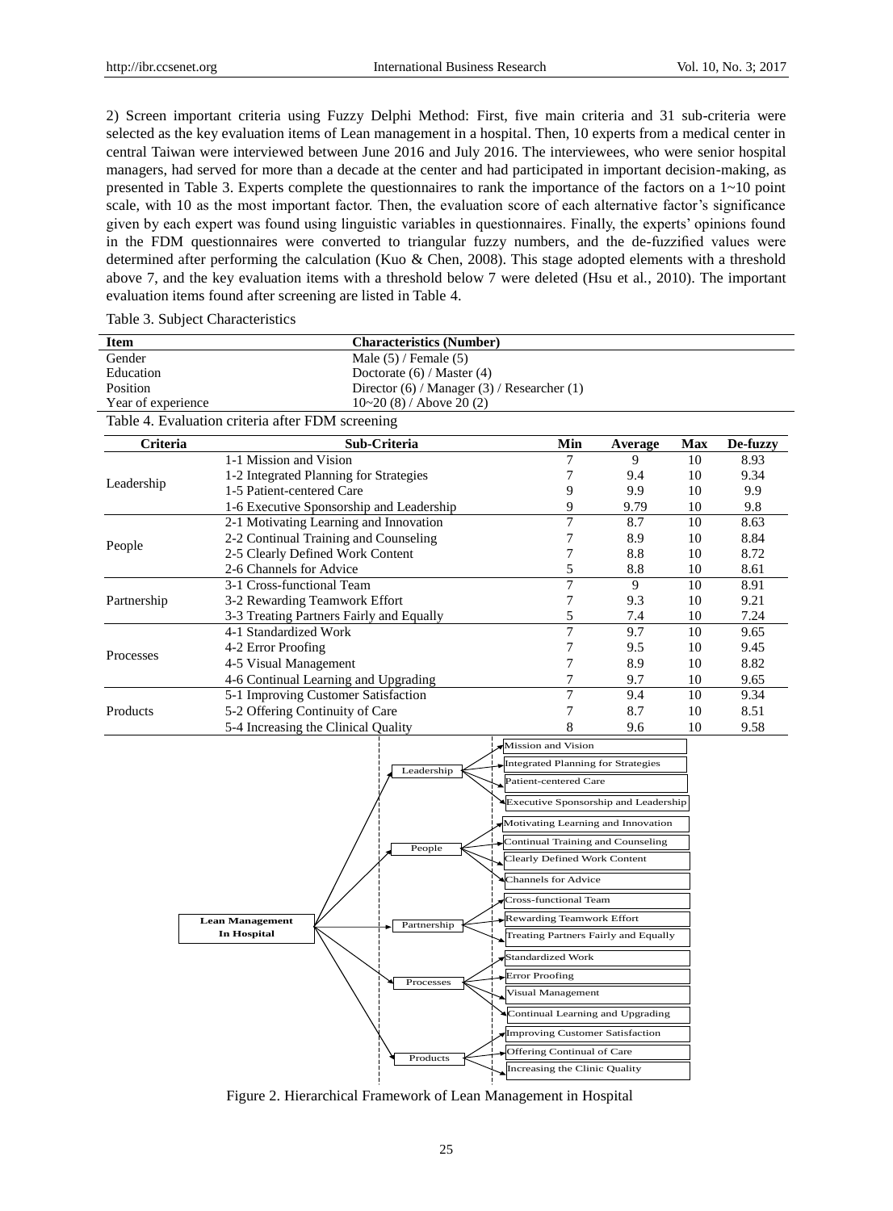2) Screen important criteria using Fuzzy Delphi Method: First, five main criteria and 31 sub-criteria were selected as the key evaluation items of Lean management in a hospital. Then, 10 experts from a medical center in central Taiwan were interviewed between June 2016 and July 2016. The interviewees, who were senior hospital managers, had served for more than a decade at the center and had participated in important decision-making, as presented in Table 3. Experts complete the questionnaires to rank the importance of the factors on a 1~10 point scale, with 10 as the most important factor. Then, the evaluation score of each alternative factor's significance given by each expert was found using linguistic variables in questionnaires. Finally, the experts' opinions found in the FDM questionnaires were converted to triangular fuzzy numbers, and the de-fuzzified values were determined after performing the calculation (Kuo & Chen, 2008). This stage adopted elements with a threshold above 7, and the key evaluation items with a threshold below 7 were deleted (Hsu et al., 2010). The important evaluation items found after screening are listed in Table 4.

Table 3. Subject Characteristics

| Item | Characteristics (Number) |
|---|---|
| Gender | Male (5) / Female (5) |
| Education | Doctorate (6) / Master (4) |
| Position | Director (6) / Manager (3) / Researcher (1) |
| Year of experience | 10~20 (8) / Above 20 (2) |

Table 4. Evaluation criteria after FDM screening

| Criteria | Sub-Criteria | Min | Average | Max | De-fuzzy |
|---|---|---|---|---|---|
| Leadership | 1-1 Mission and Vision | 7 | 9 | 10 | 8.93 |
| | 1-2 Integrated Planning for Strategies | 7 | 9.4 | 10 | 9.34 |
| | 1-5 Patient-centered Care | 9 | 9.9 | 10 | 9.9 |
| | 1-6 Executive Sponsorship and Leadership | 9 | 9.79 | 10 | 9.8 |
| People | 2-1 Motivating Learning and Innovation | 7 | 8.7 | 10 | 8.63 |
| | 2-2 Continual Training and Counseling | 7 | 8.9 | 10 | 8.84 |
| | 2-5 Clearly Defined Work Content | 7 | 8.8 | 10 | 8.72 |
| | 2-6 Channels for Advice | 5 | 8.8 | 10 | 8.61 |
| Partnership | 3-1 Cross-functional Team | 7 | 9 | 10 | 8.91 |
| | 3-2 Rewarding Teamwork Effort | 7 | 9.3 | 10 | 9.21 |
| | 3-3 Treating Partners Fairly and Equally | 5 | 7.4 | 10 | 7.24 |
| Processes | 4-1 Standardized Work | 7 | 9.7 | 10 | 9.65 |
| | 4-2 Error Proofing | 7 | 9.5 | 10 | 9.45 |
| | 4-5 Visual Management | 7 | 8.9 | 10 | 8.82 |
| | 4-6 Continual Learning and Upgrading | 7 | 9.7 | 10 | 9.65 |
| Products | 5-1 Improving Customer Satisfaction | 7 | 9.4 | 10 | 9.34 |
| | 5-2 Offering Continuity of Care | 7 | 8.7 | 10 | 8.51 |
| | 5-4 Increasing the Clinical Quality | 8 | 9.6 | 10 | 9.58 |

Figure 2. Hierarchical Framework of Lean Management in Hospital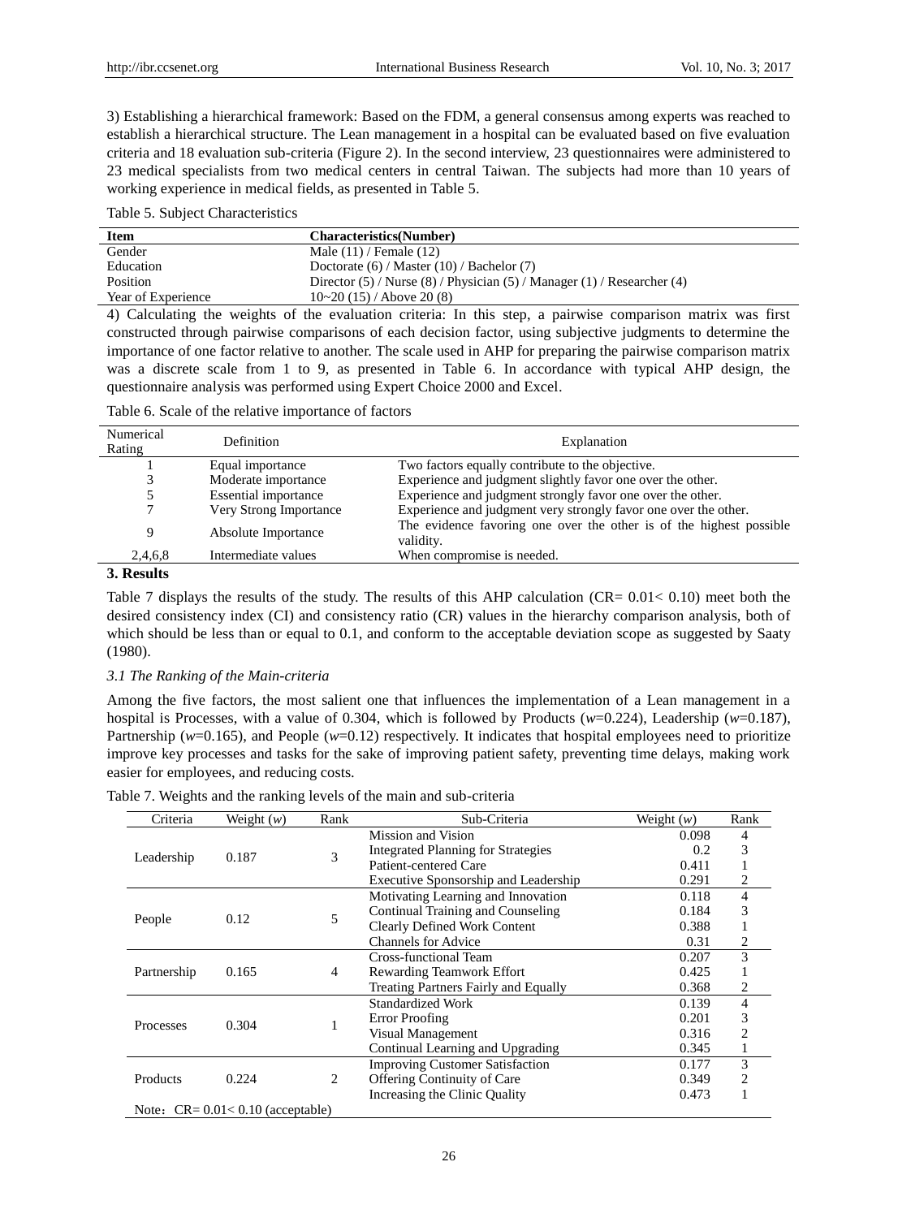3) Establishing a hierarchical framework: Based on the FDM, a general consensus among experts was reached to establish a hierarchical structure. The Lean management in a hospital can be evaluated based on five evaluation criteria and 18 evaluation sub-criteria (Figure 2). In the second interview, 23 questionnaires were administered to 23 medical specialists from two medical centers in central Taiwan. The subjects had more than 10 years of working experience in medical fields, as presented in Table 5.

Table 5. Subject Characteristics

| Item | Characteristics(Number) |
|---|---|
| Gender | Male (11) / Female (12) |
| Education | Doctorate (6) / Master (10) / Bachelor (7) |
| Position | Director (5) / Nurse (8) / Physician (5) / Manager (1) / Researcher (4) |
| Year of Experience | 10~20 (15) / Above 20 (8) |

4) Calculating the weights of the evaluation criteria: In this step, a pairwise comparison matrix was first constructed through pairwise comparisons of each decision factor, using subjective judgments to determine the importance of one factor relative to another. The scale used in AHP for preparing the pairwise comparison matrix was a discrete scale from 1 to 9, as presented in Table 6. In accordance with typical AHP design, the questionnaire analysis was performed using Expert Choice 2000 and Excel.

Table 6. Scale of the relative importance of factors

| Numerical Rating | Definition | Explanation |
|---|---|---|
| 1 | Equal importance | Two factors equally contribute to the objective. |
| 3 | Moderate importance | Experience and judgment slightly favor one over the other. |
| 5 | Essential importance | Experience and judgment strongly favor one over the other. |
| 7 | Very Strong Importance | Experience and judgment very strongly favor one over the other. |
| 9 | Absolute Importance | The evidence favoring one over the other is of the highest possible validity. |
| 2,4,6,8 | Intermediate values | When compromise is needed. |

## 3. Results

Table 7 displays the results of the study. The results of this AHP calculation (CR= 0.01< 0.10) meet both the desired consistency index (CI) and consistency ratio (CR) values in the hierarchy comparison analysis, both of which should be less than or equal to 0.1, and conform to the acceptable deviation scope as suggested by Saaty (1980).

### *3.1 The Ranking of the Main-criteria*

Among the five factors, the most salient one that influences the implementation of a Lean management in a hospital is Processes, with a value of 0.304, which is followed by Products (*w*=0.224), Leadership (*w*=0.187), Partnership (*w*=0.165), and People (*w*=0.12) respectively. It indicates that hospital employees need to prioritize improve key processes and tasks for the sake of improving patient safety, preventing time delays, making work easier for employees, and reducing costs.

Table 7. Weights and the ranking levels of the main and sub-criteria

| Criteria | Weight (*w*) | Rank | Sub-Criteria | Weight (*w*) | Rank |
|---|---|---|---|---|---|
| Leadership | 0.187 | 3 | Mission and Vision | 0.098 | 4 |
| | | | Integrated Planning for Strategies | 0.2 | 3 |
| | | | Patient-centered Care | 0.411 | 1 |
| | | | Executive Sponsorship and Leadership | 0.291 | 2 |
| People | 0.12 | 5 | Motivating Learning and Innovation | 0.118 | 4 |
| | | | Continual Training and Counseling | 0.184 | 3 |
| | | | Clearly Defined Work Content | 0.388 | 1 |
| | | | Channels for Advice | 0.31 | 2 |
| Partnership | 0.165 | 4 | Cross-functional Team | 0.207 | 3 |
| | | | Rewarding Teamwork Effort | 0.425 | 1 |
| | | | Treating Partners Fairly and Equally | 0.368 | 2 |
| Processes | 0.304 | 1 | Standardized Work | 0.139 | 4 |
| | | | Error Proofing | 0.201 | 3 |
| | | | Visual Management | 0.316 | 2 |
| | | | Continual Learning and Upgrading | 0.345 | 1 |
| Products | 0.224 | 2 | Improving Customer Satisfaction | 0.177 | 3 |
| | | | Offering Continuity of Care | 0.349 | 2 |
| | | | Increasing the Clinic Quality | 0.473 | 1 |

Note：CR= 0.01< 0.10 (acceptable)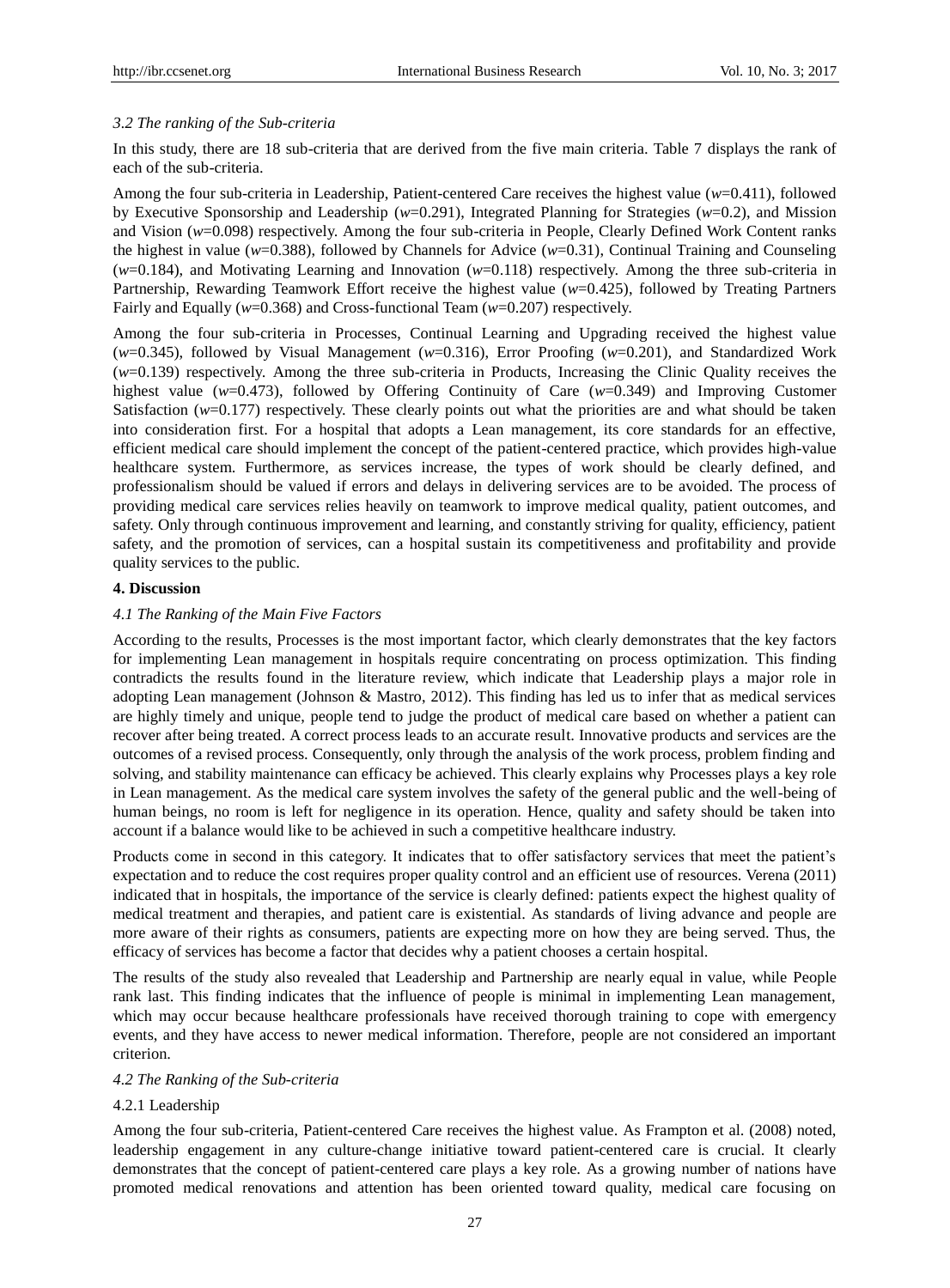### *3.2 The ranking of the Sub-criteria*

In this study, there are 18 sub-criteria that are derived from the five main criteria. Table 7 displays the rank of each of the sub-criteria.

Among the four sub-criteria in Leadership, Patient-centered Care receives the highest value ($w$=0.411), followed by Executive Sponsorship and Leadership ($w$=0.291), Integrated Planning for Strategies ($w$=0.2), and Mission and Vision ($w$=0.098) respectively. Among the four sub-criteria in People, Clearly Defined Work Content ranks the highest in value ($w$=0.388), followed by Channels for Advice ($w$=0.31), Continual Training and Counseling ($w$=0.184), and Motivating Learning and Innovation ($w$=0.118) respectively. Among the three sub-criteria in Partnership, Rewarding Teamwork Effort receive the highest value ($w$=0.425), followed by Treating Partners Fairly and Equally ($w$=0.368) and Cross-functional Team ($w$=0.207) respectively.

Among the four sub-criteria in Processes, Continual Learning and Upgrading received the highest value ($w$=0.345), followed by Visual Management ($w$=0.316), Error Proofing ($w$=0.201), and Standardized Work ($w$=0.139) respectively. Among the three sub-criteria in Products, Increasing the Clinic Quality receives the highest value ($w$=0.473), followed by Offering Continuity of Care ($w$=0.349) and Improving Customer Satisfaction ($w$=0.177) respectively. These clearly points out what the priorities are and what should be taken into consideration first. For a hospital that adopts a Lean management, its core standards for an effective, efficient medical care should implement the concept of the patient-centered practice, which provides high-value healthcare system. Furthermore, as services increase, the types of work should be clearly defined, and professionalism should be valued if errors and delays in delivering services are to be avoided. The process of providing medical care services relies heavily on teamwork to improve medical quality, patient outcomes, and safety. Only through continuous improvement and learning, and constantly striving for quality, efficiency, patient safety, and the promotion of services, can a hospital sustain its competitiveness and profitability and provide quality services to the public.

## 4. Discussion

### *4.1 The Ranking of the Main Five Factors*

According to the results, Processes is the most important factor, which clearly demonstrates that the key factors for implementing Lean management in hospitals require concentrating on process optimization. This finding contradicts the results found in the literature review, which indicate that Leadership plays a major role in adopting Lean management (Johnson & Mastro, 2012). This finding has led us to infer that as medical services are highly timely and unique, people tend to judge the product of medical care based on whether a patient can recover after being treated. A correct process leads to an accurate result. Innovative products and services are the outcomes of a revised process. Consequently, only through the analysis of the work process, problem finding and solving, and stability maintenance can efficacy be achieved. This clearly explains why Processes plays a key role in Lean management. As the medical care system involves the safety of the general public and the well-being of human beings, no room is left for negligence in its operation. Hence, quality and safety should be taken into account if a balance would like to be achieved in such a competitive healthcare industry.

Products come in second in this category. It indicates that to offer satisfactory services that meet the patient's expectation and to reduce the cost requires proper quality control and an efficient use of resources. Verena (2011) indicated that in hospitals, the importance of the service is clearly defined: patients expect the highest quality of medical treatment and therapies, and patient care is existential. As standards of living advance and people are more aware of their rights as consumers, patients are expecting more on how they are being served. Thus, the efficacy of services has become a factor that decides why a patient chooses a certain hospital.

The results of the study also revealed that Leadership and Partnership are nearly equal in value, while People rank last. This finding indicates that the influence of people is minimal in implementing Lean management, which may occur because healthcare professionals have received thorough training to cope with emergency events, and they have access to newer medical information. Therefore, people are not considered an important criterion.

### *4.2 The Ranking of the Sub-criteria*

#### 4.2.1 Leadership

Among the four sub-criteria, Patient-centered Care receives the highest value. As Frampton et al. (2008) noted, leadership engagement in any culture-change initiative toward patient-centered care is crucial. It clearly demonstrates that the concept of patient-centered care plays a key role. As a growing number of nations have promoted medical renovations and attention has been oriented toward quality, medical care focusing on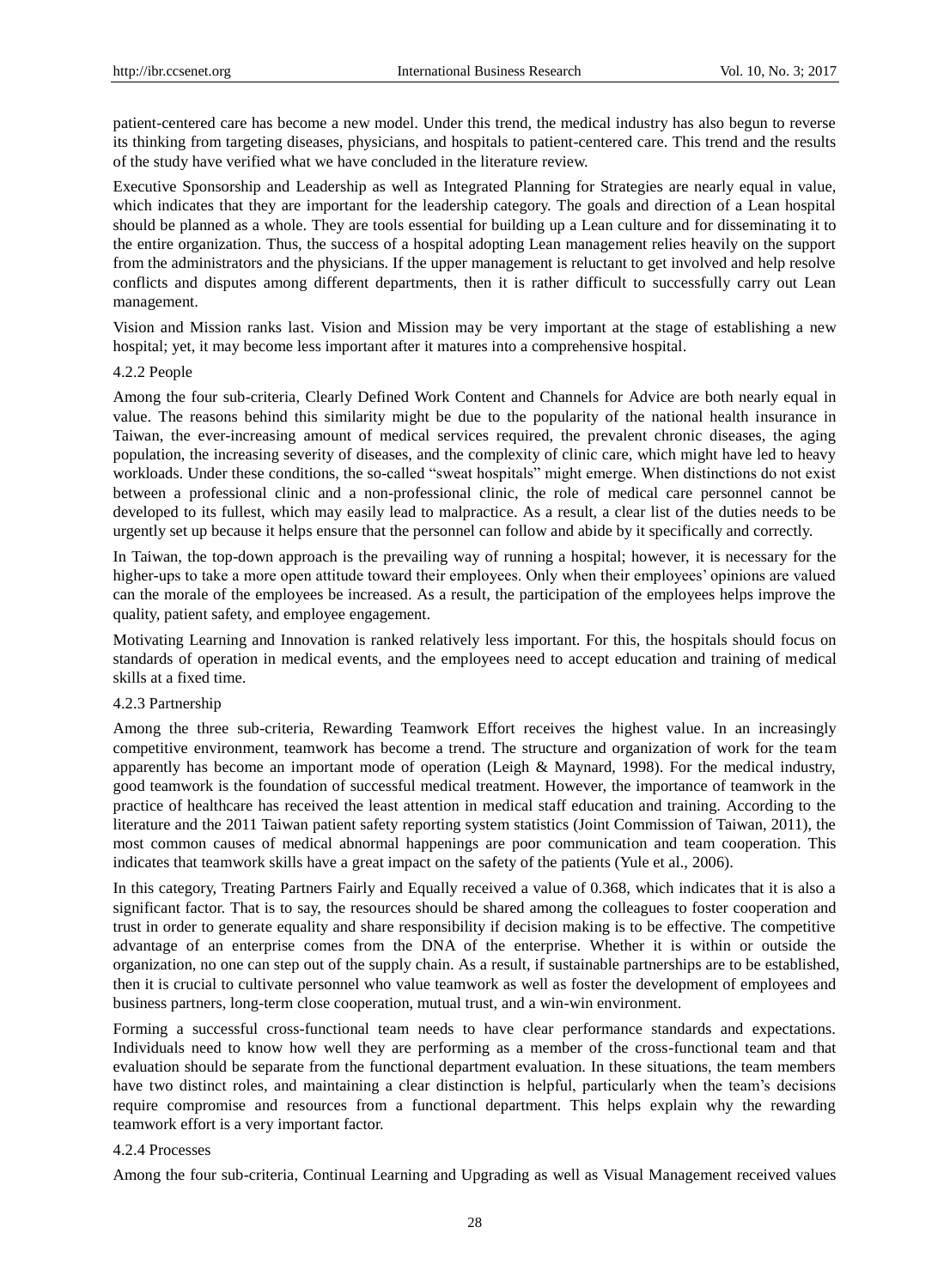patient-centered care has become a new model. Under this trend, the medical industry has also begun to reverse its thinking from targeting diseases, physicians, and hospitals to patient-centered care. This trend and the results of the study have verified what we have concluded in the literature review.

Executive Sponsorship and Leadership as well as Integrated Planning for Strategies are nearly equal in value, which indicates that they are important for the leadership category. The goals and direction of a Lean hospital should be planned as a whole. They are tools essential for building up a Lean culture and for disseminating it to the entire organization. Thus, the success of a hospital adopting Lean management relies heavily on the support from the administrators and the physicians. If the upper management is reluctant to get involved and help resolve conflicts and disputes among different departments, then it is rather difficult to successfully carry out Lean management.

Vision and Mission ranks last. Vision and Mission may be very important at the stage of establishing a new hospital; yet, it may become less important after it matures into a comprehensive hospital.

#### 4.2.2 People

Among the four sub-criteria, Clearly Defined Work Content and Channels for Advice are both nearly equal in value. The reasons behind this similarity might be due to the popularity of the national health insurance in Taiwan, the ever-increasing amount of medical services required, the prevalent chronic diseases, the aging population, the increasing severity of diseases, and the complexity of clinic care, which might have led to heavy workloads. Under these conditions, the so-called "sweat hospitals" might emerge. When distinctions do not exist between a professional clinic and a non-professional clinic, the role of medical care personnel cannot be developed to its fullest, which may easily lead to malpractice. As a result, a clear list of the duties needs to be urgently set up because it helps ensure that the personnel can follow and abide by it specifically and correctly.

In Taiwan, the top-down approach is the prevailing way of running a hospital; however, it is necessary for the higher-ups to take a more open attitude toward their employees. Only when their employees' opinions are valued can the morale of the employees be increased. As a result, the participation of the employees helps improve the quality, patient safety, and employee engagement.

Motivating Learning and Innovation is ranked relatively less important. For this, the hospitals should focus on standards of operation in medical events, and the employees need to accept education and training of medical skills at a fixed time.

#### 4.2.3 Partnership

Among the three sub-criteria, Rewarding Teamwork Effort receives the highest value. In an increasingly competitive environment, teamwork has become a trend. The structure and organization of work for the team apparently has become an important mode of operation (Leigh & Maynard, 1998). For the medical industry, good teamwork is the foundation of successful medical treatment. However, the importance of teamwork in the practice of healthcare has received the least attention in medical staff education and training. According to the literature and the 2011 Taiwan patient safety reporting system statistics (Joint Commission of Taiwan, 2011), the most common causes of medical abnormal happenings are poor communication and team cooperation. This indicates that teamwork skills have a great impact on the safety of the patients (Yule et al., 2006).

In this category, Treating Partners Fairly and Equally received a value of 0.368, which indicates that it is also a significant factor. That is to say, the resources should be shared among the colleagues to foster cooperation and trust in order to generate equality and share responsibility if decision making is to be effective. The competitive advantage of an enterprise comes from the DNA of the enterprise. Whether it is within or outside the organization, no one can step out of the supply chain. As a result, if sustainable partnerships are to be established, then it is crucial to cultivate personnel who value teamwork as well as foster the development of employees and business partners, long-term close cooperation, mutual trust, and a win-win environment.

Forming a successful cross-functional team needs to have clear performance standards and expectations. Individuals need to know how well they are performing as a member of the cross-functional team and that evaluation should be separate from the functional department evaluation. In these situations, the team members have two distinct roles, and maintaining a clear distinction is helpful, particularly when the team's decisions require compromise and resources from a functional department. This helps explain why the rewarding teamwork effort is a very important factor.

#### 4.2.4 Processes

Among the four sub-criteria, Continual Learning and Upgrading as well as Visual Management received values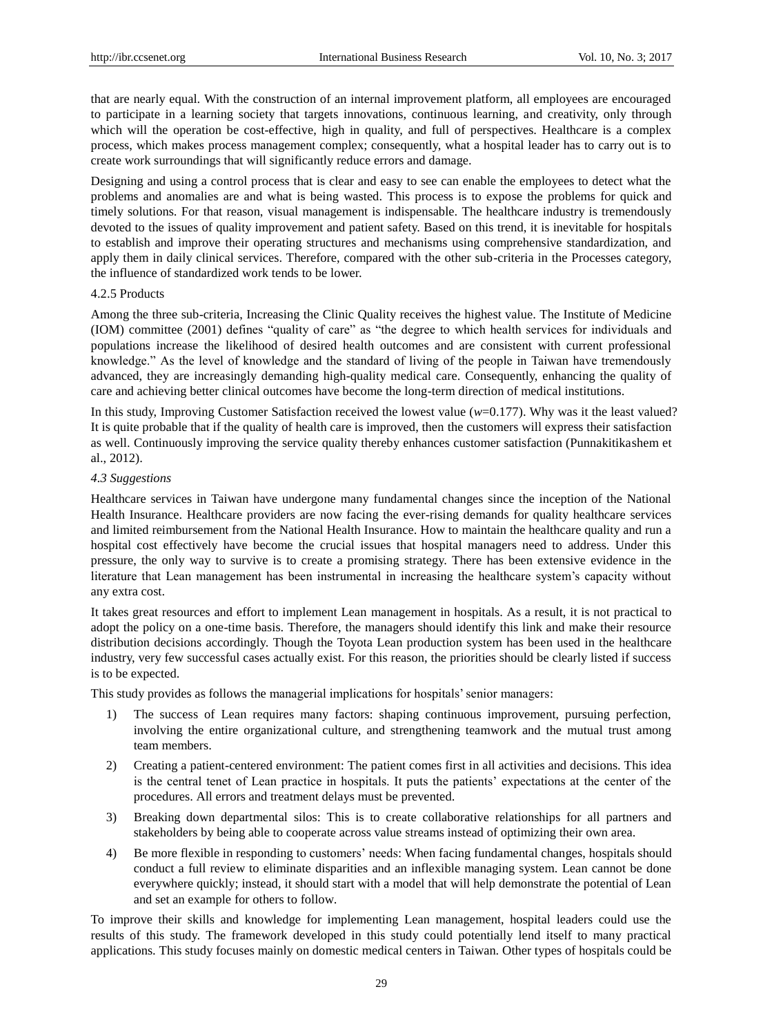that are nearly equal. With the construction of an internal improvement platform, all employees are encouraged to participate in a learning society that targets innovations, continuous learning, and creativity, only through which will the operation be cost-effective, high in quality, and full of perspectives. Healthcare is a complex process, which makes process management complex; consequently, what a hospital leader has to carry out is to create work surroundings that will significantly reduce errors and damage.

Designing and using a control process that is clear and easy to see can enable the employees to detect what the problems and anomalies are and what is being wasted. This process is to expose the problems for quick and timely solutions. For that reason, visual management is indispensable. The healthcare industry is tremendously devoted to the issues of quality improvement and patient safety. Based on this trend, it is inevitable for hospitals to establish and improve their operating structures and mechanisms using comprehensive standardization, and apply them in daily clinical services. Therefore, compared with the other sub-criteria in the Processes category, the influence of standardized work tends to be lower.

#### 4.2.5 Products

Among the three sub-criteria, Increasing the Clinic Quality receives the highest value. The Institute of Medicine (IOM) committee (2001) defines "quality of care" as "the degree to which health services for individuals and populations increase the likelihood of desired health outcomes and are consistent with current professional knowledge." As the level of knowledge and the standard of living of the people in Taiwan have tremendously advanced, they are increasingly demanding high-quality medical care. Consequently, enhancing the quality of care and achieving better clinical outcomes have become the long-term direction of medical institutions.

In this study, Improving Customer Satisfaction received the lowest value ($w$=0.177). Why was it the least valued? It is quite probable that if the quality of health care is improved, then the customers will express their satisfaction as well. Continuously improving the service quality thereby enhances customer satisfaction (Punnakitikashem et al., 2012).

### *4.3 Suggestions*

Healthcare services in Taiwan have undergone many fundamental changes since the inception of the National Health Insurance. Healthcare providers are now facing the ever-rising demands for quality healthcare services and limited reimbursement from the National Health Insurance. How to maintain the healthcare quality and run a hospital cost effectively have become the crucial issues that hospital managers need to address. Under this pressure, the only way to survive is to create a promising strategy. There has been extensive evidence in the literature that Lean management has been instrumental in increasing the healthcare system's capacity without any extra cost.

It takes great resources and effort to implement Lean management in hospitals. As a result, it is not practical to adopt the policy on a one-time basis. Therefore, the managers should identify this link and make their resource distribution decisions accordingly. Though the Toyota Lean production system has been used in the healthcare industry, very few successful cases actually exist. For this reason, the priorities should be clearly listed if success is to be expected.

This study provides as follows the managerial implications for hospitals' senior managers:

1) The success of Lean requires many factors: shaping continuous improvement, pursuing perfection, involving the entire organizational culture, and strengthening teamwork and the mutual trust among team members.
2) Creating a patient-centered environment: The patient comes first in all activities and decisions. This idea is the central tenet of Lean practice in hospitals. It puts the patients' expectations at the center of the procedures. All errors and treatment delays must be prevented.
3) Breaking down departmental silos: This is to create collaborative relationships for all partners and stakeholders by being able to cooperate across value streams instead of optimizing their own area.
4) Be more flexible in responding to customers' needs: When facing fundamental changes, hospitals should conduct a full review to eliminate disparities and an inflexible managing system. Lean cannot be done everywhere quickly; instead, it should start with a model that will help demonstrate the potential of Lean and set an example for others to follow.

To improve their skills and knowledge for implementing Lean management, hospital leaders could use the results of this study. The framework developed in this study could potentially lend itself to many practical applications. This study focuses mainly on domestic medical centers in Taiwan. Other types of hospitals could be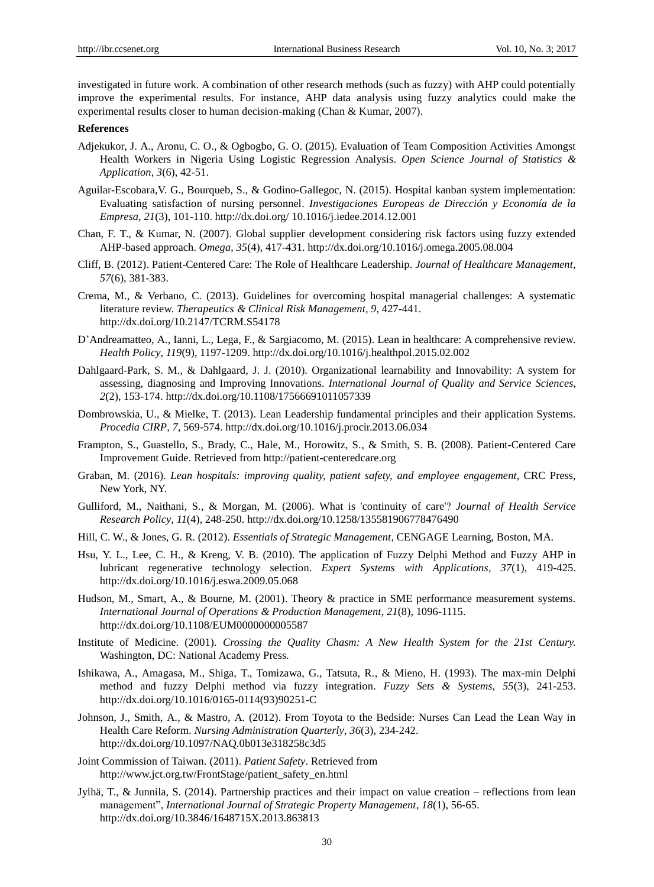investigated in future work. A combination of other research methods (such as fuzzy) with AHP could potentially improve the experimental results. For instance, AHP data analysis using fuzzy analytics could make the experimental results closer to human decision-making (Chan & Kumar, 2007).

**References**

Adjekukor, J. A., Aronu, C. O., & Ogbogbo, G. O. (2015). Evaluation of Team Composition Activities Amongst Health Workers in Nigeria Using Logistic Regression Analysis. *Open Science Journal of Statistics & Application*, *3*(6), 42-51.

Aguilar-Escobara,V. G., Bourqueb, S., & Godino-Gallegoc, N. (2015). Hospital kanban system implementation: Evaluating satisfaction of nursing personnel. *Investigaciones Europeas de Dirección y Economía de la Empresa*, *21*(3), 101-110. http://dx.doi.org/ 10.1016/j.iedee.2014.12.001

Chan, F. T., & Kumar, N. (2007). Global supplier development considering risk factors using fuzzy extended AHP-based approach. *Omega*, *35*(4), 417-431. http://dx.doi.org/10.1016/j.omega.2005.08.004

Cliff, B. (2012). Patient-Centered Care: The Role of Healthcare Leadership. *Journal of Healthcare Management*, *57*(6), 381-383.

Crema, M., & Verbano, C. (2013). Guidelines for overcoming hospital managerial challenges: A systematic literature review. *Therapeutics & Clinical Risk Management, 9,* 427-441. http://dx.doi.org/10.2147/TCRM.S54178

D'Andreamatteo, A., Ianni, L., Lega, F., & Sargiacomo, M. (2015). Lean in healthcare: A comprehensive review. *Health Policy*, *119*(9), 1197-1209. http://dx.doi.org/10.1016/j.healthpol.2015.02.002

Dahlgaard-Park, S. M., & Dahlgaard, J. J. (2010). Organizational learnability and Innovability: A system for assessing, diagnosing and Improving Innovations. *International Journal of Quality and Service Sciences*, *2*(2), 153-174. http://dx.doi.org/10.1108/17566691011057339

Dombrowskia, U., & Mielke, T. (2013). Lean Leadership fundamental principles and their application Systems. *Procedia CIRP*, *7,* 569-574. http://dx.doi.org/10.1016/j.procir.2013.06.034

Frampton, S., Guastello, S., Brady, C., Hale, M., Horowitz, S., & Smith, S. B. (2008). Patient-Centered Care Improvement Guide. Retrieved from http://patient-centeredcare.org

Graban, M. (2016). *Lean hospitals: improving quality, patient safety, and employee engagement*, CRC Press, New York, NY.

Gulliford, M., Naithani, S., & Morgan, M. (2006). What is 'continuity of care'? *Journal of Health Service Research Policy*, *11*(4), 248-250. http://dx.doi.org/10.1258/135581906778476490

Hill, C. W., & Jones, G. R. (2012). *Essentials of Strategic Management*, CENGAGE Learning, Boston, MA.

Hsu, Y. L., Lee, C. H., & Kreng, V. B. (2010). The application of Fuzzy Delphi Method and Fuzzy AHP in lubricant regenerative technology selection. *Expert Systems with Applications*, *37*(1), 419-425. http://dx.doi.org/10.1016/j.eswa.2009.05.068

Hudson, M., Smart, A., & Bourne, M. (2001). Theory & practice in SME performance measurement systems. *International Journal of Operations & Production Management*, *21*(8), 1096-1115. http://dx.doi.org/10.1108/EUM0000000005587

Institute of Medicine. (2001). *Crossing the Quality Chasm: A New Health System for the 21st Century.* Washington, DC: National Academy Press.

Ishikawa, A., Amagasa, M., Shiga, T., Tomizawa, G., Tatsuta, R., & Mieno, H. (1993). The max-min Delphi method and fuzzy Delphi method via fuzzy integration. *Fuzzy Sets & Systems*, *55*(3), 241-253. http://dx.doi.org/10.1016/0165-0114(93)90251-C

Johnson, J., Smith, A., & Mastro, A. (2012). From Toyota to the Bedside: Nurses Can Lead the Lean Way in Health Care Reform. *Nursing Administration Quarterly*, *36*(3), 234-242. http://dx.doi.org/10.1097/NAQ.0b013e318258c3d5

Joint Commission of Taiwan. (2011). *Patient Safety*. Retrieved from http://www.jct.org.tw/FrontStage/patient_safety_en.html

Jylhä, T., & Junnila, S. (2014). Partnership practices and their impact on value creation – reflections from lean management", *International Journal of Strategic Property Management*, *18*(1), 56-65. http://dx.doi.org/10.3846/1648715X.2013.863813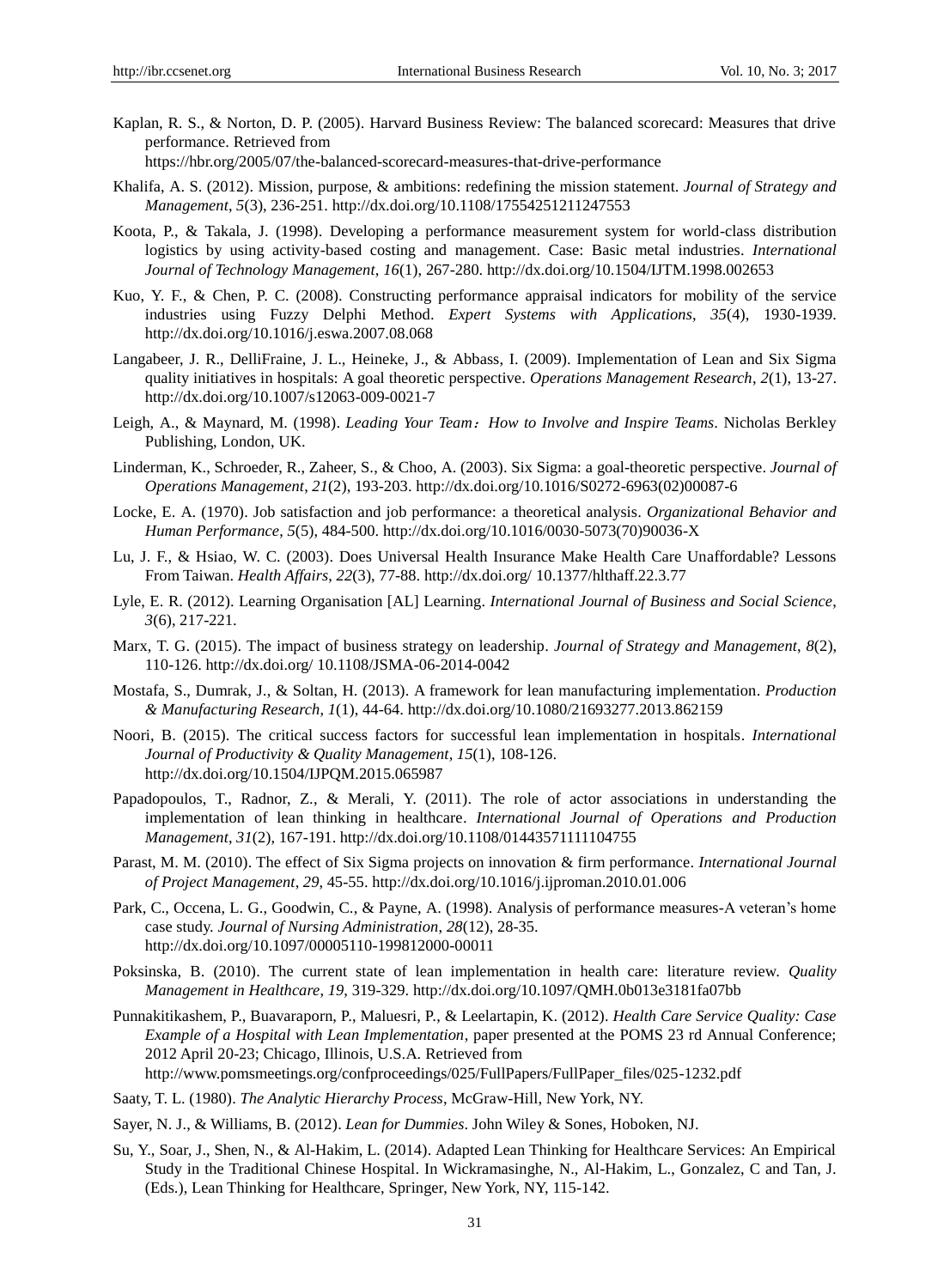Kaplan, R. S., & Norton, D. P. (2005). Harvard Business Review: The balanced scorecard: Measures that drive performance. Retrieved from https://hbr.org/2005/07/the-balanced-scorecard-measures-that-drive-performance

Khalifa, A. S. (2012). Mission, purpose, & ambitions: redefining the mission statement. *Journal of Strategy and Management*, *5*(3), 236-251. http://dx.doi.org/10.1108/17554251211247553

Koota, P., & Takala, J. (1998). Developing a performance measurement system for world-class distribution logistics by using activity-based costing and management. Case: Basic metal industries. *International Journal of Technology Management*, *16*(1), 267-280. http://dx.doi.org/10.1504/IJTM.1998.002653

Kuo, Y. F., & Chen, P. C. (2008). Constructing performance appraisal indicators for mobility of the service industries using Fuzzy Delphi Method. *Expert Systems with Applications*, *35*(4), 1930-1939. http://dx.doi.org/10.1016/j.eswa.2007.08.068

Langabeer, J. R., DelliFraine, J. L., Heineke, J., & Abbass, I. (2009). Implementation of Lean and Six Sigma quality initiatives in hospitals: A goal theoretic perspective. *Operations Management Research*, *2*(1), 13-27. http://dx.doi.org/10.1007/s12063-009-0021-7

Leigh, A., & Maynard, M. (1998). *Leading Your Team：How to Involve and Inspire Teams*. Nicholas Berkley Publishing, London, UK.

Linderman, K., Schroeder, R., Zaheer, S., & Choo, A. (2003). Six Sigma: a goal-theoretic perspective. *Journal of Operations Management*, *21*(2), 193-203. http://dx.doi.org/10.1016/S0272-6963(02)00087-6

Locke, E. A. (1970). Job satisfaction and job performance: a theoretical analysis. *Organizational Behavior and Human Performance*, *5*(5), 484-500. http://dx.doi.org/10.1016/0030-5073(70)90036-X

Lu, J. F., & Hsiao, W. C. (2003). Does Universal Health Insurance Make Health Care Unaffordable? Lessons From Taiwan. *Health Affairs*, *22*(3), 77-88. http://dx.doi.org/ 10.1377/hlthaff.22.3.77

Lyle, E. R. (2012). Learning Organisation [AL] Learning. *International Journal of Business and Social Science*, *3*(6), 217-221.

Marx, T. G. (2015). The impact of business strategy on leadership. *Journal of Strategy and Management*, *8*(2), 110-126. http://dx.doi.org/ 10.1108/JSMA-06-2014-0042

Mostafa, S., Dumrak, J., & Soltan, H. (2013). A framework for lean manufacturing implementation. *Production & Manufacturing Research, 1*(1), 44-64. http://dx.doi.org/10.1080/21693277.2013.862159

Noori, B. (2015). The critical success factors for successful lean implementation in hospitals. *International Journal of Productivity & Quality Management*, *15*(1), 108-126. http://dx.doi.org/10.1504/IJPQM.2015.065987

Papadopoulos, T., Radnor, Z., & Merali, Y. (2011). The role of actor associations in understanding the implementation of lean thinking in healthcare. *International Journal of Operations and Production Management*, *31*(2), 167-191. http://dx.doi.org/10.1108/01443571111104755

Parast, M. M. (2010). The effect of Six Sigma projects on innovation & firm performance. *International Journal of Project Management*, *29*, 45-55. http://dx.doi.org/10.1016/j.ijproman.2010.01.006

Park, C., Occena, L. G., Goodwin, C., & Payne, A. (1998). Analysis of performance measures-A veteran's home case study. *Journal of Nursing Administration*, *28*(12), 28-35. http://dx.doi.org/10.1097/00005110-199812000-00011

Poksinska, B. (2010). The current state of lean implementation in health care: literature review. *Quality Management in Healthcare*, *19*, 319-329. http://dx.doi.org/10.1097/QMH.0b013e3181fa07bb

Punnakitikashem, P., Buavaraporn, P., Maluesri, P., & Leelartapin, K. (2012). *Health Care Service Quality: Case Example of a Hospital with Lean Implementation*, paper presented at the POMS 23 rd Annual Conference; 2012 April 20-23; Chicago, Illinois, U.S.A. Retrieved from http://www.pomsmeetings.org/confproceedings/025/FullPapers/FullPaper_files/025-1232.pdf

Saaty, T. L. (1980). *The Analytic Hierarchy Process*, McGraw-Hill, New York, NY.

Sayer, N. J., & Williams, B. (2012). *Lean for Dummies*. John Wiley & Sones, Hoboken, NJ.

Su, Y., Soar, J., Shen, N., & Al-Hakim, L. (2014). Adapted Lean Thinking for Healthcare Services: An Empirical Study in the Traditional Chinese Hospital. In Wickramasinghe, N., Al-Hakim, L., Gonzalez, C and Tan, J. (Eds.), Lean Thinking for Healthcare, Springer, New York, NY, 115-142.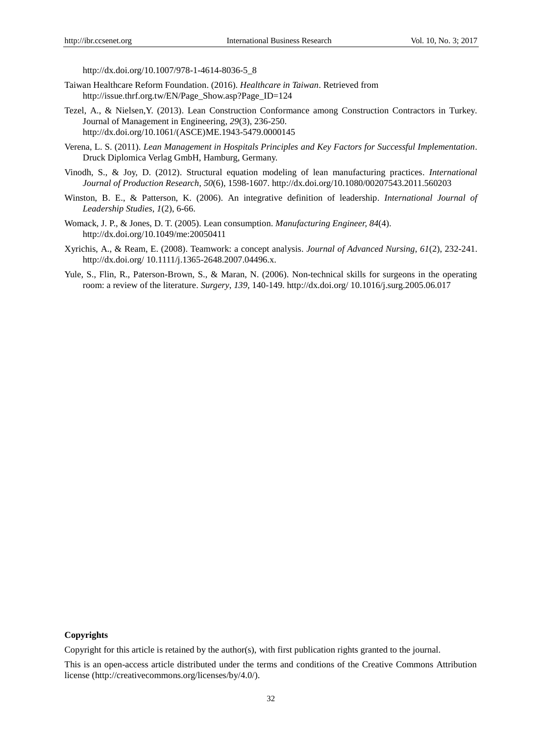http://dx.doi.org/10.1007/978-1-4614-8036-5_8

Taiwan Healthcare Reform Foundation. (2016). *Healthcare in Taiwan*. Retrieved from http://issue.thrf.org.tw/EN/Page_Show.asp?Page_ID=124

Tezel, A., & Nielsen,Y. (2013). Lean Construction Conformance among Construction Contractors in Turkey. Journal of Management in Engineering, *29*(3), 236-250. http://dx.doi.org/10.1061/(ASCE)ME.1943-5479.0000145

Verena, L. S. (2011). *Lean Management in Hospitals Principles and Key Factors for Successful Implementation*. Druck Diplomica Verlag GmbH, Hamburg, Germany.

Vinodh, S., & Joy, D. (2012). Structural equation modeling of lean manufacturing practices. *International Journal of Production Research*, *50*(6), 1598-1607. http://dx.doi.org/10.1080/00207543.2011.560203

Winston, B. E., & Patterson, K. (2006). An integrative definition of leadership. *International Journal of Leadership Studies*, *1*(2), 6-66.

Womack, J. P., & Jones, D. T. (2005). Lean consumption. *Manufacturing Engineer, 84*(4). http://dx.doi.org/10.1049/me:20050411

Xyrichis, A., & Ream, E. (2008). Teamwork: a concept analysis. *Journal of Advanced Nursing*, *61*(2), 232-241. http://dx.doi.org/ 10.1111/j.1365-2648.2007.04496.x.

Yule, S., Flin, R., Paterson-Brown, S., & Maran, N. (2006). Non-technical skills for surgeons in the operating room: a review of the literature. *Surgery, 139*, 140-149. http://dx.doi.org/ 10.1016/j.surg.2005.06.017

**Copyrights**

Copyright for this article is retained by the author(s), with first publication rights granted to the journal.

This is an open-access article distributed under the terms and conditions of the Creative Commons Attribution license (http://creativecommons.org/licenses/by/4.0/).